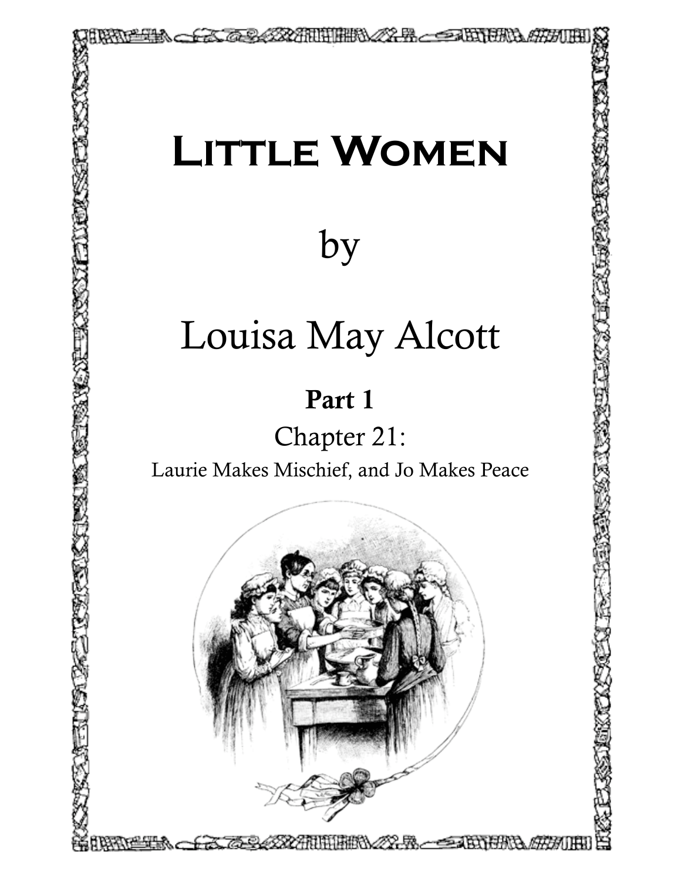# Little Women

by

Louisa May Alcott

**Part 1**

Chapter 21:

Laurie Makes Mischief, and Jo Makes Peace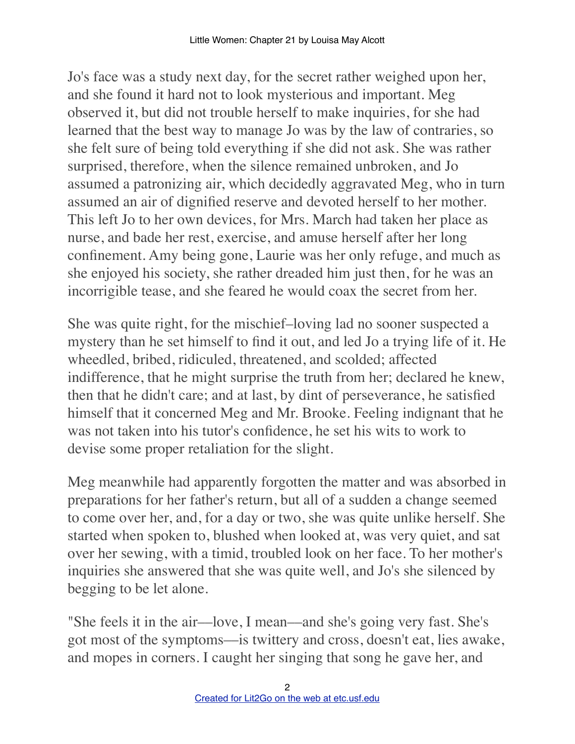Jo's face was a study next day, for the secret rather weighed upon her, and she found it hard not to look mysterious and important. Meg observed it, but did not trouble herself to make inquiries, for she had learned that the best way to manage Jo was by the law of contraries, so she felt sure of being told everything if she did not ask. She was rather surprised, therefore, when the silence remained unbroken, and Jo assumed a patronizing air, which decidedly aggravated Meg, who in turn assumed an air of dignified reserve and devoted herself to her mother. This left Jo to her own devices, for Mrs. March had taken her place as nurse, and bade her rest, exercise, and amuse herself after her long confinement. Amy being gone, Laurie was her only refuge, and much as she enjoyed his society, she rather dreaded him just then, for he was an incorrigible tease, and she feared he would coax the secret from her.

She was quite right, for the mischief–loving lad no sooner suspected a mystery than he set himself to find it out, and led Jo a trying life of it. He wheedled, bribed, ridiculed, threatened, and scolded; affected indifference, that he might surprise the truth from her; declared he knew, then that he didn't care; and at last, by dint of perseverance, he satisfied himself that it concerned Meg and Mr. Brooke. Feeling indignant that he was not taken into his tutor's confidence, he set his wits to work to devise some proper retaliation for the slight.

Meg meanwhile had apparently forgotten the matter and was absorbed in preparations for her father's return, but all of a sudden a change seemed to come over her, and, for a day or two, she was quite unlike herself. She started when spoken to, blushed when looked at, was very quiet, and sat over her sewing, with a timid, troubled look on her face. To her mother's inquiries she answered that she was quite well, and Jo's she silenced by begging to be let alone.

"She feels it in the air—love, I mean—and she's going very fast. She's got most of the symptoms—is twittery and cross, doesn't eat, lies awake, and mopes in corners. I caught her singing that song he gave her, and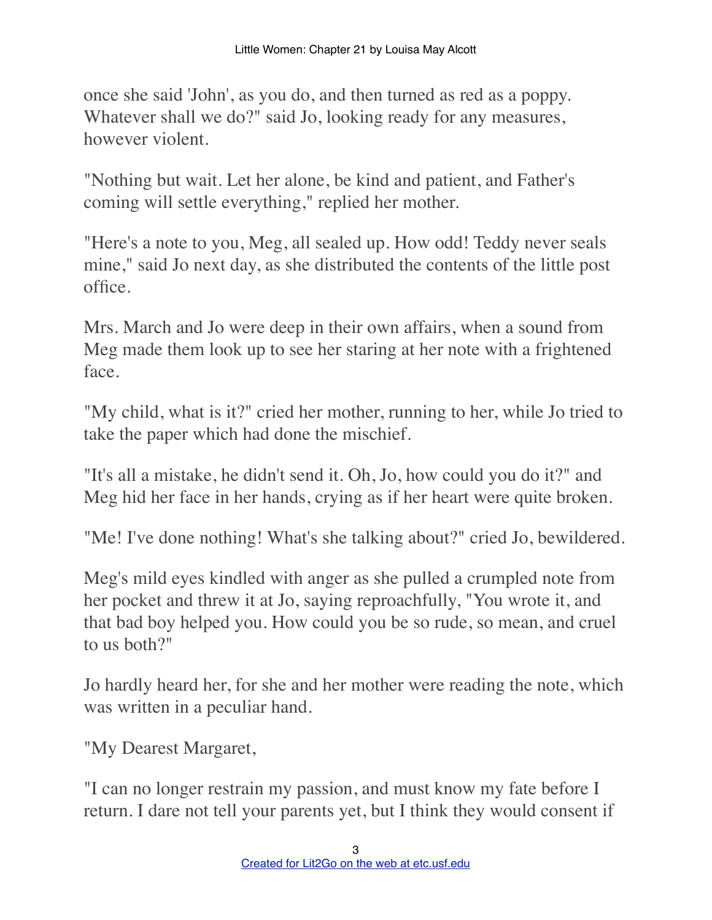once she said 'John', as you do, and then turned as red as a poppy. Whatever shall we do?" said Jo, looking ready for any measures, however violent.

"Nothing but wait. Let her alone, be kind and patient, and Father's coming will settle everything," replied her mother.

"Here's a note to you, Meg, all sealed up. How odd! Teddy never seals mine," said Jo next day, as she distributed the contents of the little post office.

Mrs. March and Jo were deep in their own affairs, when a sound from Meg made them look up to see her staring at her note with a frightened face.

"My child, what is it?" cried her mother, running to her, while Jo tried to take the paper which had done the mischief.

"It's all a mistake, he didn't send it. Oh, Jo, how could you do it?" and Meg hid her face in her hands, crying as if her heart were quite broken.

"Me! I've done nothing! What's she talking about?" cried Jo, bewildered.

Meg's mild eyes kindled with anger as she pulled a crumpled note from her pocket and threw it at Jo, saying reproachfully, "You wrote it, and that bad boy helped you. How could you be so rude, so mean, and cruel to us both?"

Jo hardly heard her, for she and her mother were reading the note, which was written in a peculiar hand.

"My Dearest Margaret,

"I can no longer restrain my passion, and must know my fate before I return. I dare not tell your parents yet, but I think they would consent if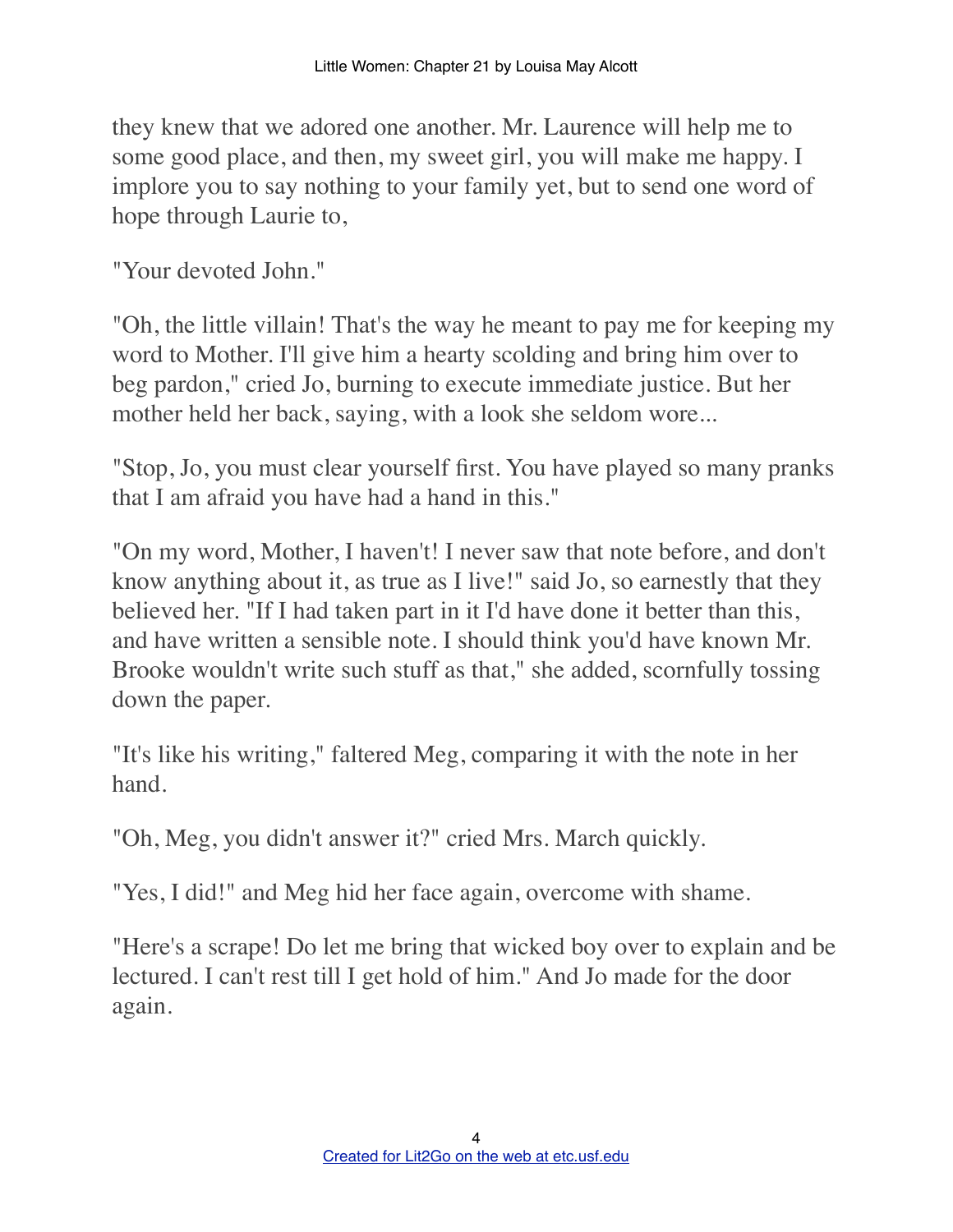they knew that we adored one another. Mr. Laurence will help me to some good place, and then, my sweet girl, you will make me happy. I implore you to say nothing to your family yet, but to send one word of hope through Laurie to,

"Your devoted John."

"Oh, the little villain! That's the way he meant to pay me for keeping my word to Mother. I'll give him a hearty scolding and bring him over to beg pardon," cried Jo, burning to execute immediate justice. But her mother held her back, saying, with a look she seldom wore...

"Stop, Jo, you must clear yourself first. You have played so many pranks that I am afraid you have had a hand in this."

"On my word, Mother, I haven't! I never saw that note before, and don't know anything about it, as true as I live!" said Jo, so earnestly that they believed her. "If I had taken part in it I'd have done it better than this, and have written a sensible note. I should think you'd have known Mr. Brooke wouldn't write such stuff as that," she added, scornfully tossing down the paper.

"It's like his writing," faltered Meg, comparing it with the note in her hand.

"Oh, Meg, you didn't answer it?" cried Mrs. March quickly.

"Yes, I did!" and Meg hid her face again, overcome with shame.

"Here's a scrape! Do let me bring that wicked boy over to explain and be lectured. I can't rest till I get hold of him." And Jo made for the door again.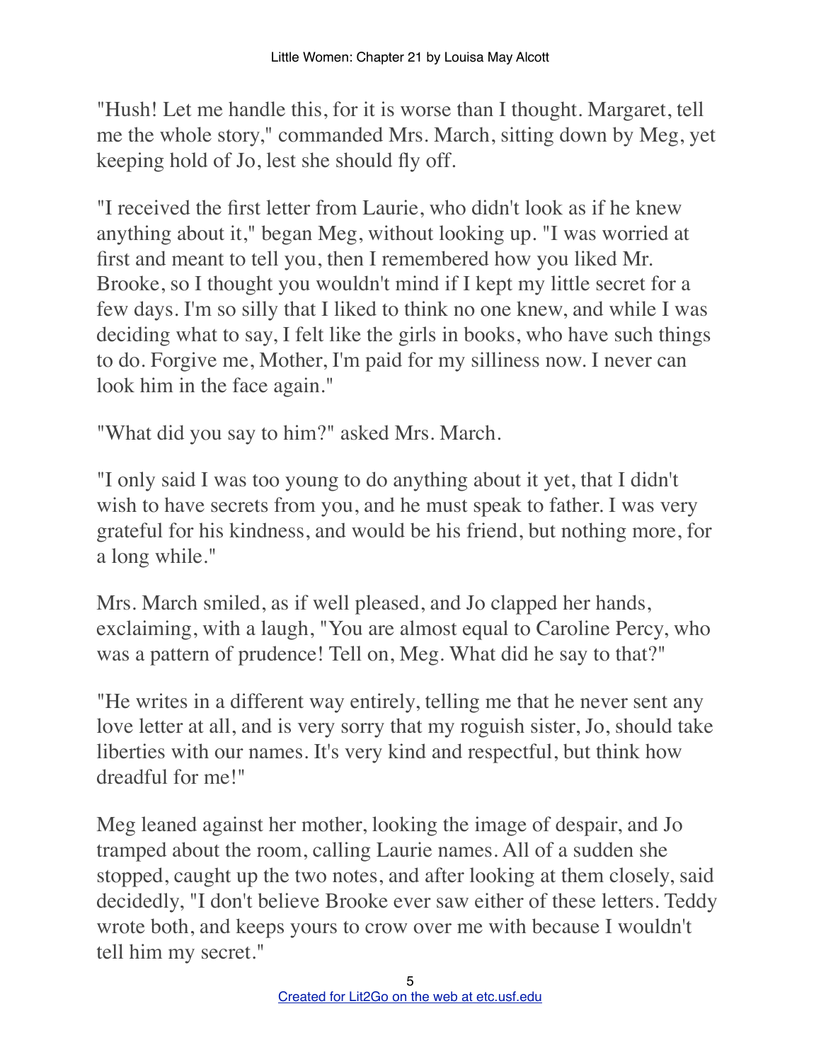"Hush! Let me handle this, for it is worse than I thought. Margaret, tell me the whole story," commanded Mrs. March, sitting down by Meg, yet keeping hold of Jo, lest she should fly off.

"I received the first letter from Laurie, who didn't look as if he knew anything about it," began Meg, without looking up. "I was worried at first and meant to tell you, then I remembered how you liked Mr. Brooke, so I thought you wouldn't mind if I kept my little secret for a few days. I'm so silly that I liked to think no one knew, and while I was deciding what to say, I felt like the girls in books, who have such things to do. Forgive me, Mother, I'm paid for my silliness now. I never can look him in the face again."

"What did you say to him?" asked Mrs. March.

"I only said I was too young to do anything about it yet, that I didn't wish to have secrets from you, and he must speak to father. I was very grateful for his kindness, and would be his friend, but nothing more, for a long while."

Mrs. March smiled, as if well pleased, and Jo clapped her hands, exclaiming, with a laugh, "You are almost equal to Caroline Percy, who was a pattern of prudence! Tell on, Meg. What did he say to that?"

"He writes in a different way entirely, telling me that he never sent any love letter at all, and is very sorry that my roguish sister, Jo, should take liberties with our names. It's very kind and respectful, but think how dreadful for me!"

Meg leaned against her mother, looking the image of despair, and Jo tramped about the room, calling Laurie names. All of a sudden she stopped, caught up the two notes, and after looking at them closely, said decidedly, "I don't believe Brooke ever saw either of these letters. Teddy wrote both, and keeps yours to crow over me with because I wouldn't tell him my secret."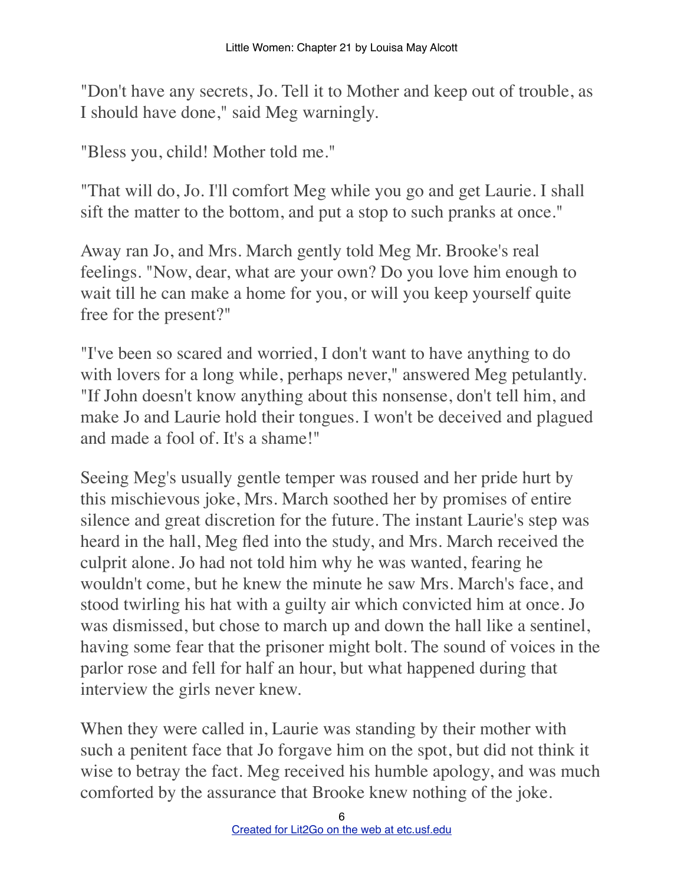"Don't have any secrets, Jo. Tell it to Mother and keep out of trouble, as I should have done," said Meg warningly.

"Bless you, child! Mother told me."

"That will do, Jo. I'll comfort Meg while you go and get Laurie. I shall sift the matter to the bottom, and put a stop to such pranks at once."

Away ran Jo, and Mrs. March gently told Meg Mr. Brooke's real feelings. "Now, dear, what are your own? Do you love him enough to wait till he can make a home for you, or will you keep yourself quite free for the present?"

"I've been so scared and worried, I don't want to have anything to do with lovers for a long while, perhaps never," answered Meg petulantly. "If John doesn't know anything about this nonsense, don't tell him, and make Jo and Laurie hold their tongues. I won't be deceived and plagued and made a fool of. It's a shame!"

Seeing Meg's usually gentle temper was roused and her pride hurt by this mischievous joke, Mrs. March soothed her by promises of entire silence and great discretion for the future. The instant Laurie's step was heard in the hall, Meg fled into the study, and Mrs. March received the culprit alone. Jo had not told him why he was wanted, fearing he wouldn't come, but he knew the minute he saw Mrs. March's face, and stood twirling his hat with a guilty air which convicted him at once. Jo was dismissed, but chose to march up and down the hall like a sentinel, having some fear that the prisoner might bolt. The sound of voices in the parlor rose and fell for half an hour, but what happened during that interview the girls never knew.

When they were called in, Laurie was standing by their mother with such a penitent face that Jo forgave him on the spot, but did not think it wise to betray the fact. Meg received his humble apology, and was much comforted by the assurance that Brooke knew nothing of the joke.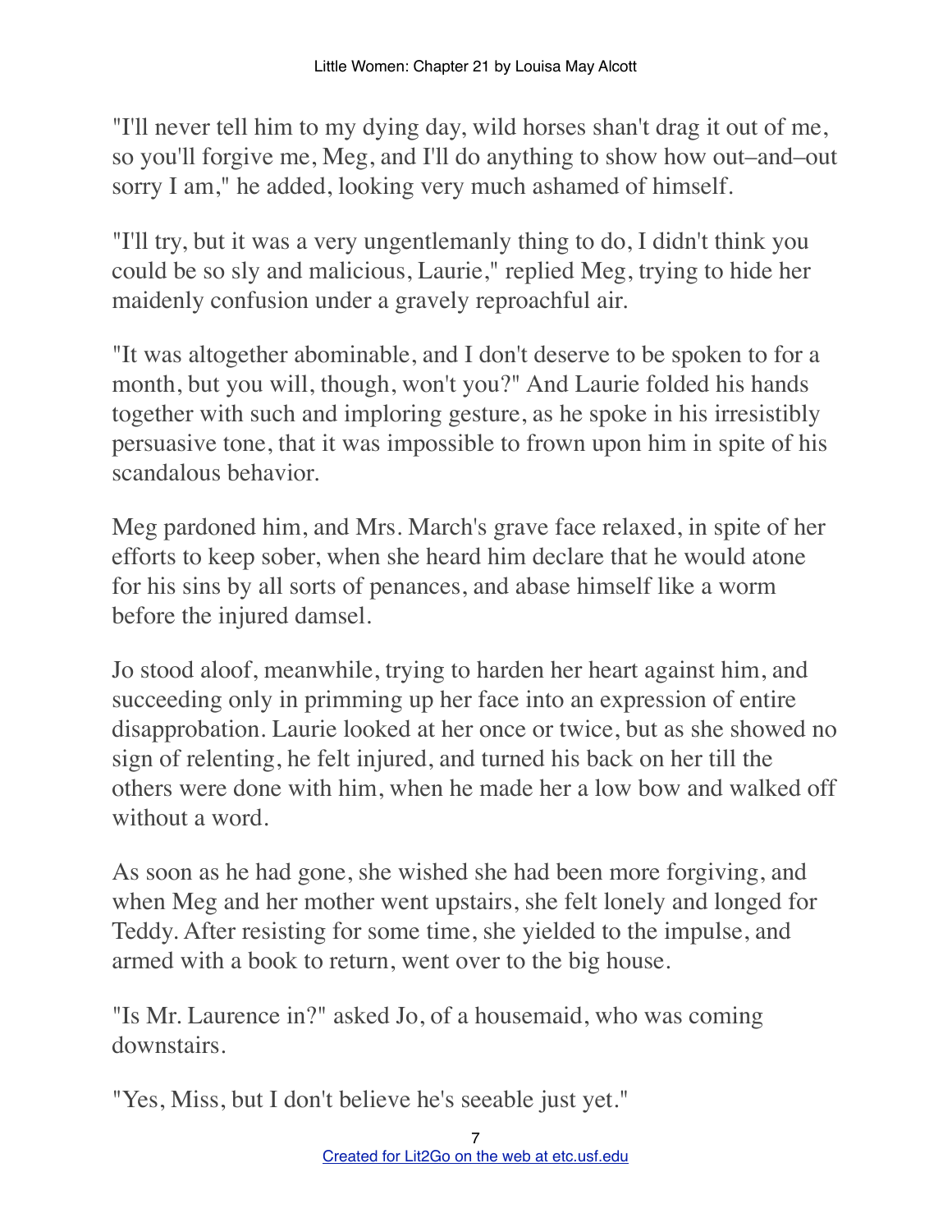"I'll never tell him to my dying day, wild horses shan't drag it out of me, so you'll forgive me, Meg, and I'll do anything to show how out–and–out sorry I am," he added, looking very much ashamed of himself.

"I'll try, but it was a very ungentlemanly thing to do, I didn't think you could be so sly and malicious, Laurie," replied Meg, trying to hide her maidenly confusion under a gravely reproachful air.

"It was altogether abominable, and I don't deserve to be spoken to for a month, but you will, though, won't you?" And Laurie folded his hands together with such and imploring gesture, as he spoke in his irresistibly persuasive tone, that it was impossible to frown upon him in spite of his scandalous behavior.

Meg pardoned him, and Mrs. March's grave face relaxed, in spite of her efforts to keep sober, when she heard him declare that he would atone for his sins by all sorts of penances, and abase himself like a worm before the injured damsel.

Jo stood aloof, meanwhile, trying to harden her heart against him, and succeeding only in primming up her face into an expression of entire disapprobation. Laurie looked at her once or twice, but as she showed no sign of relenting, he felt injured, and turned his back on her till the others were done with him, when he made her a low bow and walked off without a word.

As soon as he had gone, she wished she had been more forgiving, and when Meg and her mother went upstairs, she felt lonely and longed for Teddy. After resisting for some time, she yielded to the impulse, and armed with a book to return, went over to the big house.

"Is Mr. Laurence in?" asked Jo, of a housemaid, who was coming downstairs.

"Yes, Miss, but I don't believe he's seeable just yet."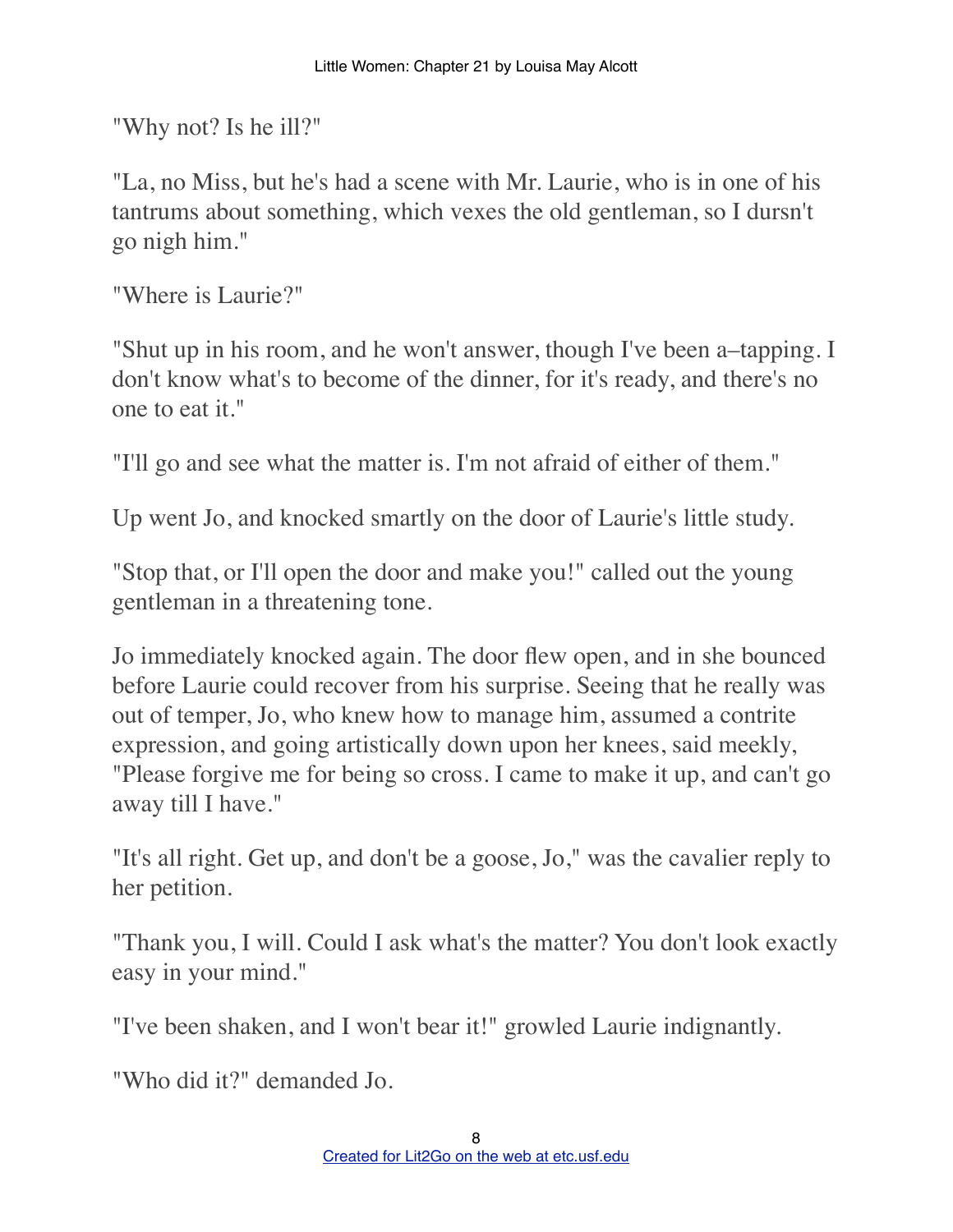"Why not? Is he ill?"

"La, no Miss, but he's had a scene with Mr. Laurie, who is in one of his tantrums about something, which vexes the old gentleman, so I dursn't go nigh him."

"Where is Laurie?"

"Shut up in his room, and he won't answer, though I've been a–tapping. I don't know what's to become of the dinner, for it's ready, and there's no one to eat it."

"I'll go and see what the matter is. I'm not afraid of either of them."

Up went Jo, and knocked smartly on the door of Laurie's little study.

"Stop that, or I'll open the door and make you!" called out the young gentleman in a threatening tone.

Jo immediately knocked again. The door flew open, and in she bounced before Laurie could recover from his surprise. Seeing that he really was out of temper, Jo, who knew how to manage him, assumed a contrite expression, and going artistically down upon her knees, said meekly, "Please forgive me for being so cross. I came to make it up, and can't go away till I have."

"It's all right. Get up, and don't be a goose, Jo," was the cavalier reply to her petition.

"Thank you, I will. Could I ask what's the matter? You don't look exactly easy in your mind."

"I've been shaken, and I won't bear it!" growled Laurie indignantly.

"Who did it?" demanded Jo.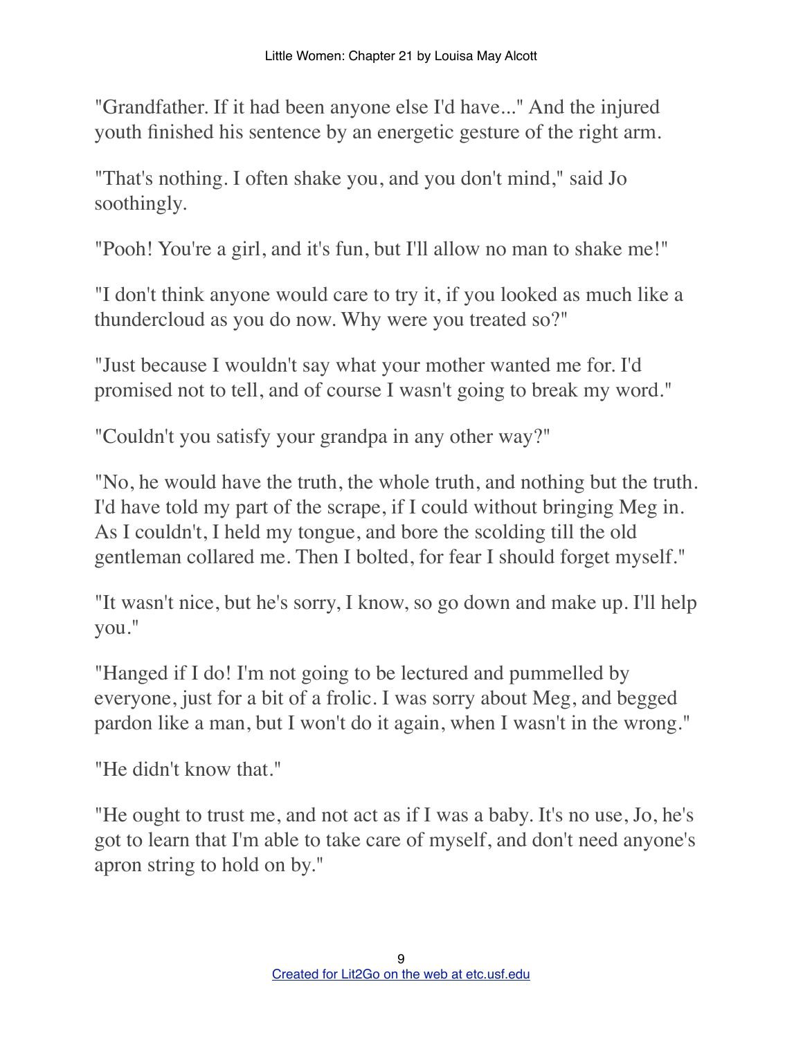"Grandfather. If it had been anyone else I'd have..." And the injured youth finished his sentence by an energetic gesture of the right arm.

"That's nothing. I often shake you, and you don't mind," said Jo soothingly.

"Pooh! You're a girl, and it's fun, but I'll allow no man to shake me!"

"I don't think anyone would care to try it, if you looked as much like a thundercloud as you do now. Why were you treated so?"

"Just because I wouldn't say what your mother wanted me for. I'd promised not to tell, and of course I wasn't going to break my word."

"Couldn't you satisfy your grandpa in any other way?"

"No, he would have the truth, the whole truth, and nothing but the truth. I'd have told my part of the scrape, if I could without bringing Meg in. As I couldn't, I held my tongue, and bore the scolding till the old gentleman collared me. Then I bolted, for fear I should forget myself."

"It wasn't nice, but he's sorry, I know, so go down and make up. I'll help you."

"Hanged if I do! I'm not going to be lectured and pummelled by everyone, just for a bit of a frolic. I was sorry about Meg, and begged pardon like a man, but I won't do it again, when I wasn't in the wrong."

"He didn't know that."

"He ought to trust me, and not act as if I was a baby. It's no use, Jo, he's got to learn that I'm able to take care of myself, and don't need anyone's apron string to hold on by."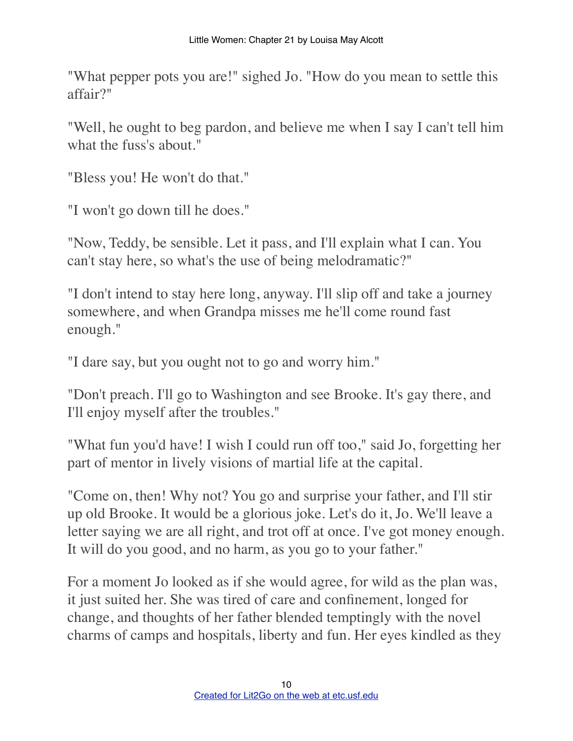"What pepper pots you are!" sighed Jo. "How do you mean to settle this affair?"

"Well, he ought to beg pardon, and believe me when I say I can't tell him what the fuss's about."

"Bless you! He won't do that."

"I won't go down till he does."

"Now, Teddy, be sensible. Let it pass, and I'll explain what I can. You can't stay here, so what's the use of being melodramatic?"

"I don't intend to stay here long, anyway. I'll slip off and take a journey somewhere, and when Grandpa misses me he'll come round fast enough."

"I dare say, but you ought not to go and worry him."

"Don't preach. I'll go to Washington and see Brooke. It's gay there, and I'll enjoy myself after the troubles."

"What fun you'd have! I wish I could run off too," said Jo, forgetting her part of mentor in lively visions of martial life at the capital.

"Come on, then! Why not? You go and surprise your father, and I'll stir up old Brooke. It would be a glorious joke. Let's do it, Jo. We'll leave a letter saying we are all right, and trot off at once. I've got money enough. It will do you good, and no harm, as you go to your father."

For a moment Jo looked as if she would agree, for wild as the plan was, it just suited her. She was tired of care and confinement, longed for change, and thoughts of her father blended temptingly with the novel charms of camps and hospitals, liberty and fun. Her eyes kindled as they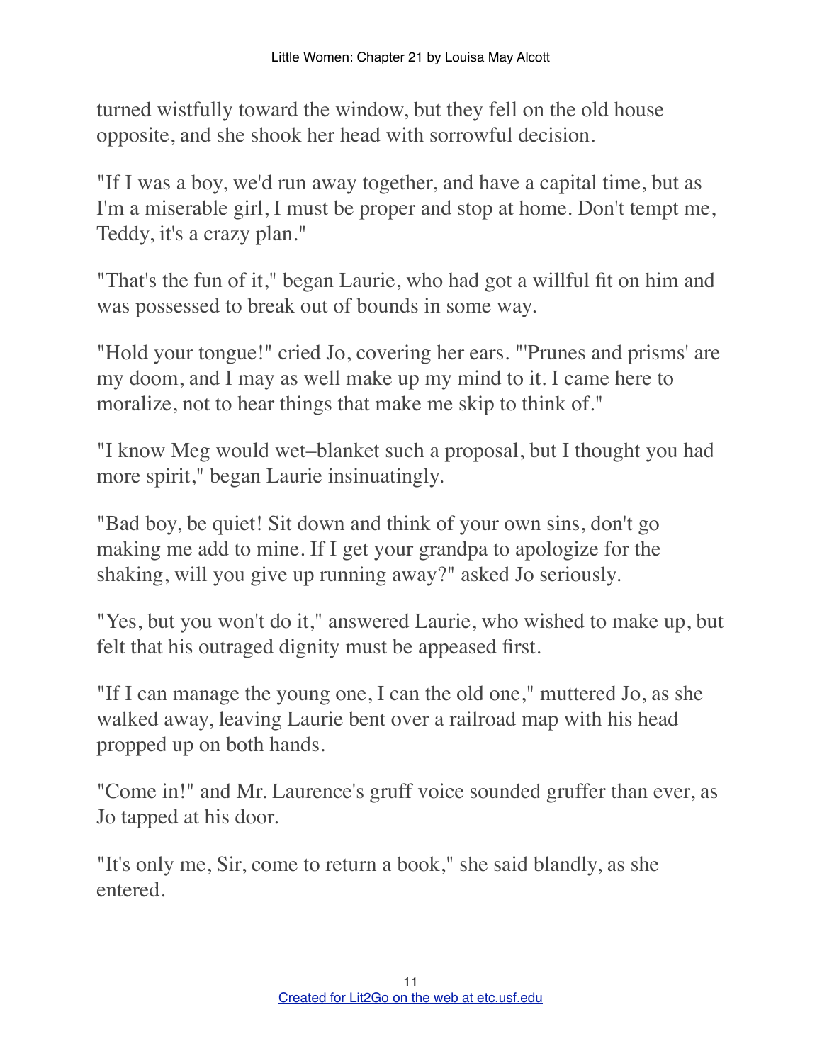turned wistfully toward the window, but they fell on the old house opposite, and she shook her head with sorrowful decision.

"If I was a boy, we'd run away together, and have a capital time, but as I'm a miserable girl, I must be proper and stop at home. Don't tempt me, Teddy, it's a crazy plan."

"That's the fun of it," began Laurie, who had got a willful fit on him and was possessed to break out of bounds in some way.

"Hold your tongue!" cried Jo, covering her ears. "'Prunes and prisms' are my doom, and I may as well make up my mind to it. I came here to moralize, not to hear things that make me skip to think of."

"I know Meg would wet–blanket such a proposal, but I thought you had more spirit," began Laurie insinuatingly.

"Bad boy, be quiet! Sit down and think of your own sins, don't go making me add to mine. If I get your grandpa to apologize for the shaking, will you give up running away?" asked Jo seriously.

"Yes, but you won't do it," answered Laurie, who wished to make up, but felt that his outraged dignity must be appeased first.

"If I can manage the young one, I can the old one," muttered Jo, as she walked away, leaving Laurie bent over a railroad map with his head propped up on both hands.

"Come in!" and Mr. Laurence's gruff voice sounded gruffer than ever, as Jo tapped at his door.

"It's only me, Sir, come to return a book," she said blandly, as she entered.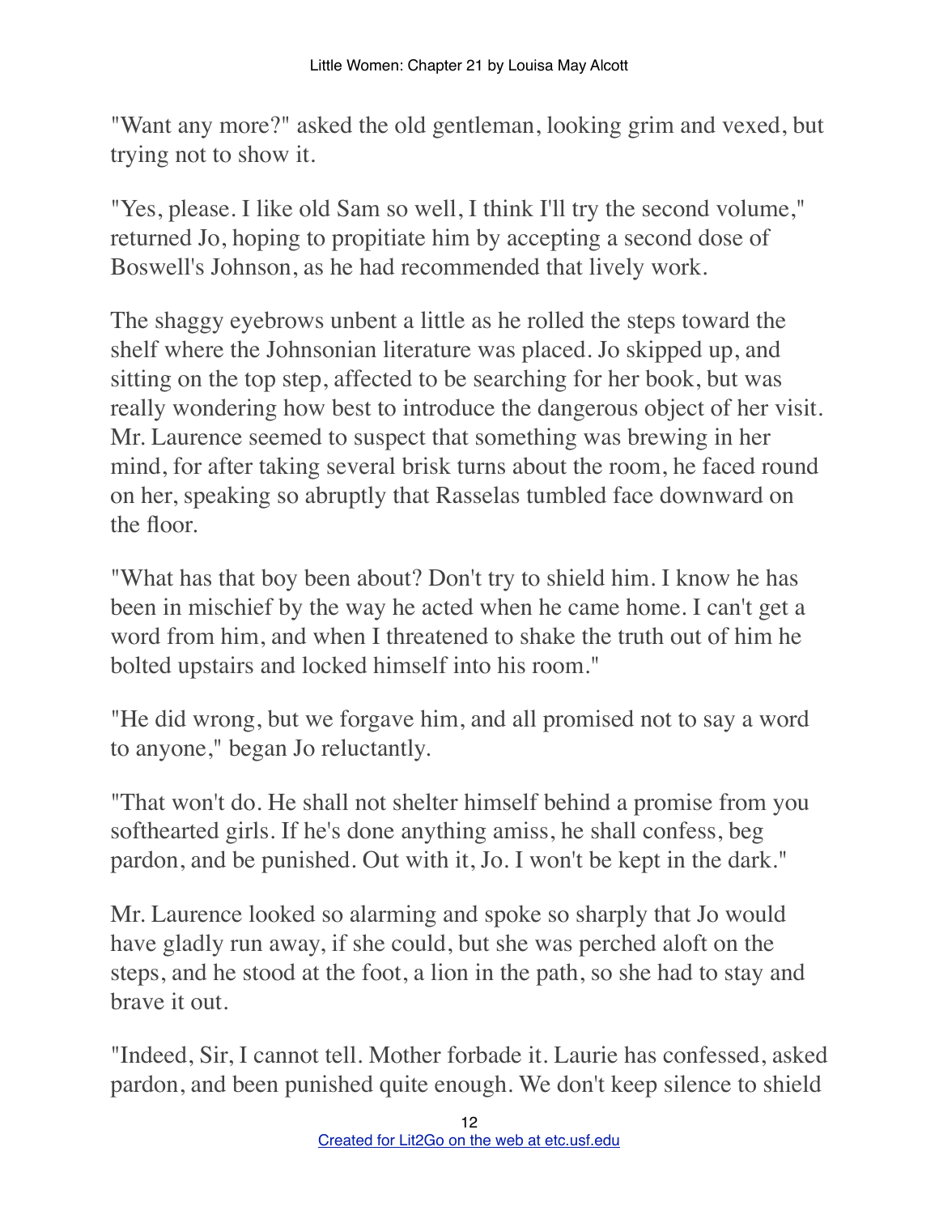"Want any more?" asked the old gentleman, looking grim and vexed, but trying not to show it.

"Yes, please. I like old Sam so well, I think I'll try the second volume," returned Jo, hoping to propitiate him by accepting a second dose of Boswell's Johnson, as he had recommended that lively work.

The shaggy eyebrows unbent a little as he rolled the steps toward the shelf where the Johnsonian literature was placed. Jo skipped up, and sitting on the top step, affected to be searching for her book, but was really wondering how best to introduce the dangerous object of her visit. Mr. Laurence seemed to suspect that something was brewing in her mind, for after taking several brisk turns about the room, he faced round on her, speaking so abruptly that Rasselas tumbled face downward on the floor.

"What has that boy been about? Don't try to shield him. I know he has been in mischief by the way he acted when he came home. I can't get a word from him, and when I threatened to shake the truth out of him he bolted upstairs and locked himself into his room."

"He did wrong, but we forgave him, and all promised not to say a word to anyone," began Jo reluctantly.

"That won't do. He shall not shelter himself behind a promise from you softhearted girls. If he's done anything amiss, he shall confess, beg pardon, and be punished. Out with it, Jo. I won't be kept in the dark."

Mr. Laurence looked so alarming and spoke so sharply that Jo would have gladly run away, if she could, but she was perched aloft on the steps, and he stood at the foot, a lion in the path, so she had to stay and brave it out.

"Indeed, Sir, I cannot tell. Mother forbade it. Laurie has confessed, asked pardon, and been punished quite enough. We don't keep silence to shield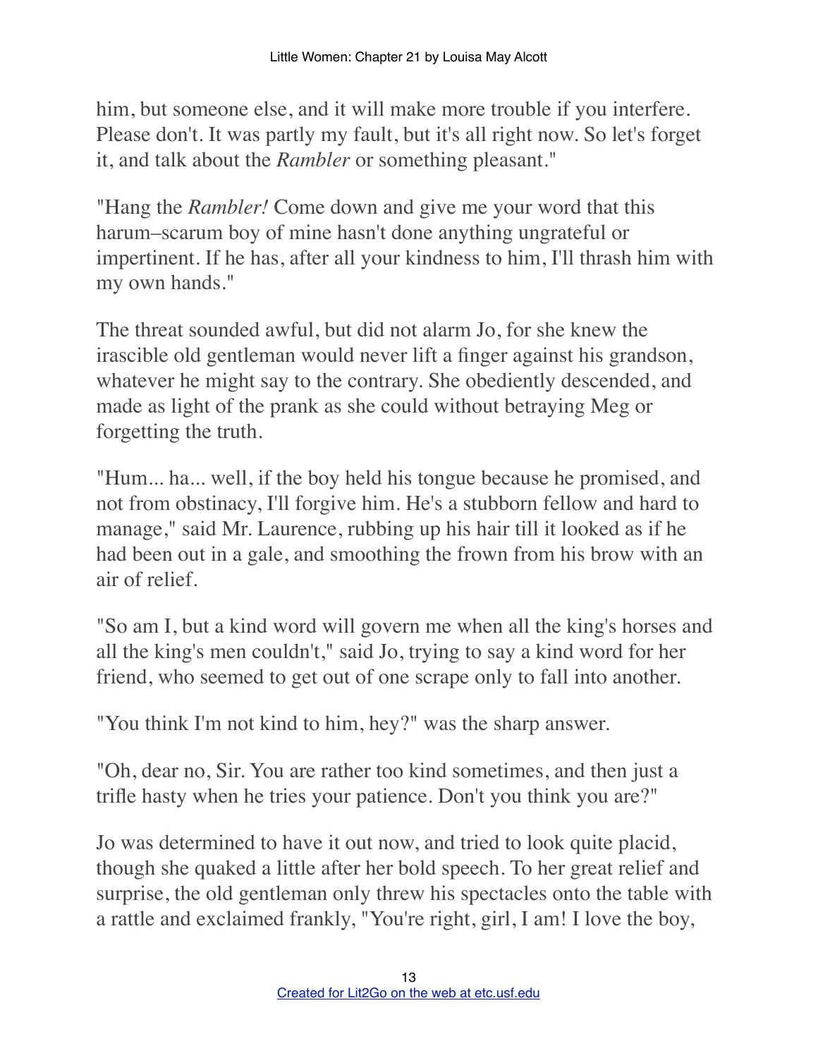him, but someone else, and it will make more trouble if you interfere. Please don't. It was partly my fault, but it's all right now. So let's forget it, and talk about the *Rambler* or something pleasant."

"Hang the *Rambler!* Come down and give me your word that this harum–scarum boy of mine hasn't done anything ungrateful or impertinent. If he has, after all your kindness to him, I'll thrash him with my own hands."

The threat sounded awful, but did not alarm Jo, for she knew the irascible old gentleman would never lift a finger against his grandson, whatever he might say to the contrary. She obediently descended, and made as light of the prank as she could without betraying Meg or forgetting the truth.

"Hum... ha... well, if the boy held his tongue because he promised, and not from obstinacy, I'll forgive him. He's a stubborn fellow and hard to manage," said Mr. Laurence, rubbing up his hair till it looked as if he had been out in a gale, and smoothing the frown from his brow with an air of relief.

"So am I, but a kind word will govern me when all the king's horses and all the king's men couldn't," said Jo, trying to say a kind word for her friend, who seemed to get out of one scrape only to fall into another.

"You think I'm not kind to him, hey?" was the sharp answer.

"Oh, dear no, Sir. You are rather too kind sometimes, and then just a trifle hasty when he tries your patience. Don't you think you are?"

Jo was determined to have it out now, and tried to look quite placid, though she quaked a little after her bold speech. To her great relief and surprise, the old gentleman only threw his spectacles onto the table with a rattle and exclaimed frankly, "You're right, girl, I am! I love the boy,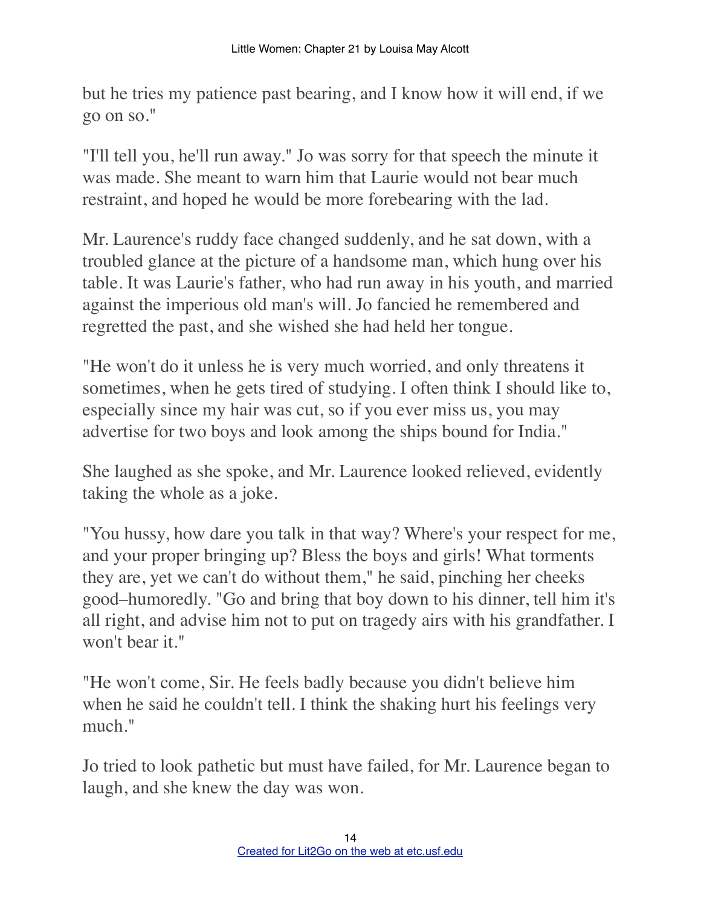but he tries my patience past bearing, and I know how it will end, if we go on so."

"I'll tell you, he'll run away." Jo was sorry for that speech the minute it was made. She meant to warn him that Laurie would not bear much restraint, and hoped he would be more forebearing with the lad.

Mr. Laurence's ruddy face changed suddenly, and he sat down, with a troubled glance at the picture of a handsome man, which hung over his table. It was Laurie's father, who had run away in his youth, and married against the imperious old man's will. Jo fancied he remembered and regretted the past, and she wished she had held her tongue.

"He won't do it unless he is very much worried, and only threatens it sometimes, when he gets tired of studying. I often think I should like to, especially since my hair was cut, so if you ever miss us, you may advertise for two boys and look among the ships bound for India."

She laughed as she spoke, and Mr. Laurence looked relieved, evidently taking the whole as a joke.

"You hussy, how dare you talk in that way? Where's your respect for me, and your proper bringing up? Bless the boys and girls! What torments they are, yet we can't do without them," he said, pinching her cheeks good–humoredly. "Go and bring that boy down to his dinner, tell him it's all right, and advise him not to put on tragedy airs with his grandfather. I won't bear it."

"He won't come, Sir. He feels badly because you didn't believe him when he said he couldn't tell. I think the shaking hurt his feelings very much."

Jo tried to look pathetic but must have failed, for Mr. Laurence began to laugh, and she knew the day was won.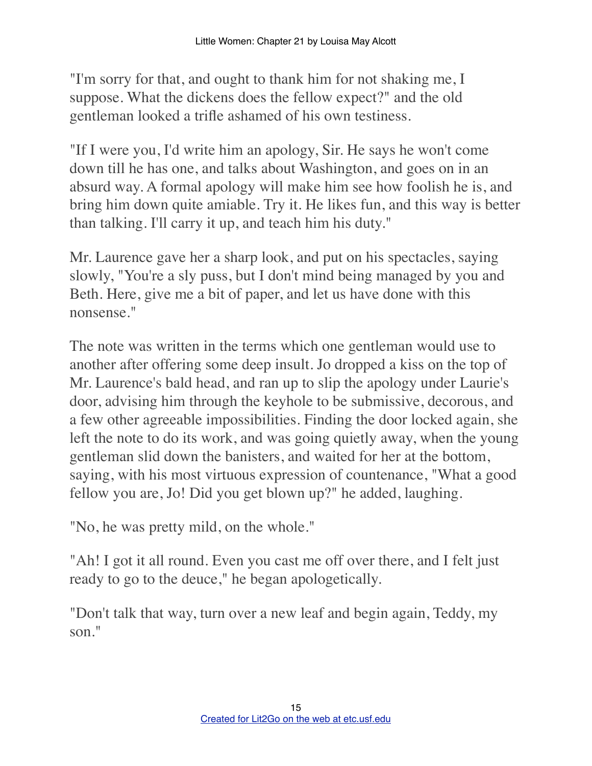"I'm sorry for that, and ought to thank him for not shaking me, I suppose. What the dickens does the fellow expect?" and the old gentleman looked a trifle ashamed of his own testiness.

"If I were you, I'd write him an apology, Sir. He says he won't come down till he has one, and talks about Washington, and goes on in an absurd way. A formal apology will make him see how foolish he is, and bring him down quite amiable. Try it. He likes fun, and this way is better than talking. I'll carry it up, and teach him his duty."

Mr. Laurence gave her a sharp look, and put on his spectacles, saying slowly, "You're a sly puss, but I don't mind being managed by you and Beth. Here, give me a bit of paper, and let us have done with this nonsense."

The note was written in the terms which one gentleman would use to another after offering some deep insult. Jo dropped a kiss on the top of Mr. Laurence's bald head, and ran up to slip the apology under Laurie's door, advising him through the keyhole to be submissive, decorous, and a few other agreeable impossibilities. Finding the door locked again, she left the note to do its work, and was going quietly away, when the young gentleman slid down the banisters, and waited for her at the bottom, saying, with his most virtuous expression of countenance, "What a good fellow you are, Jo! Did you get blown up?" he added, laughing.

"No, he was pretty mild, on the whole."

"Ah! I got it all round. Even you cast me off over there, and I felt just ready to go to the deuce," he began apologetically.

"Don't talk that way, turn over a new leaf and begin again, Teddy, my son."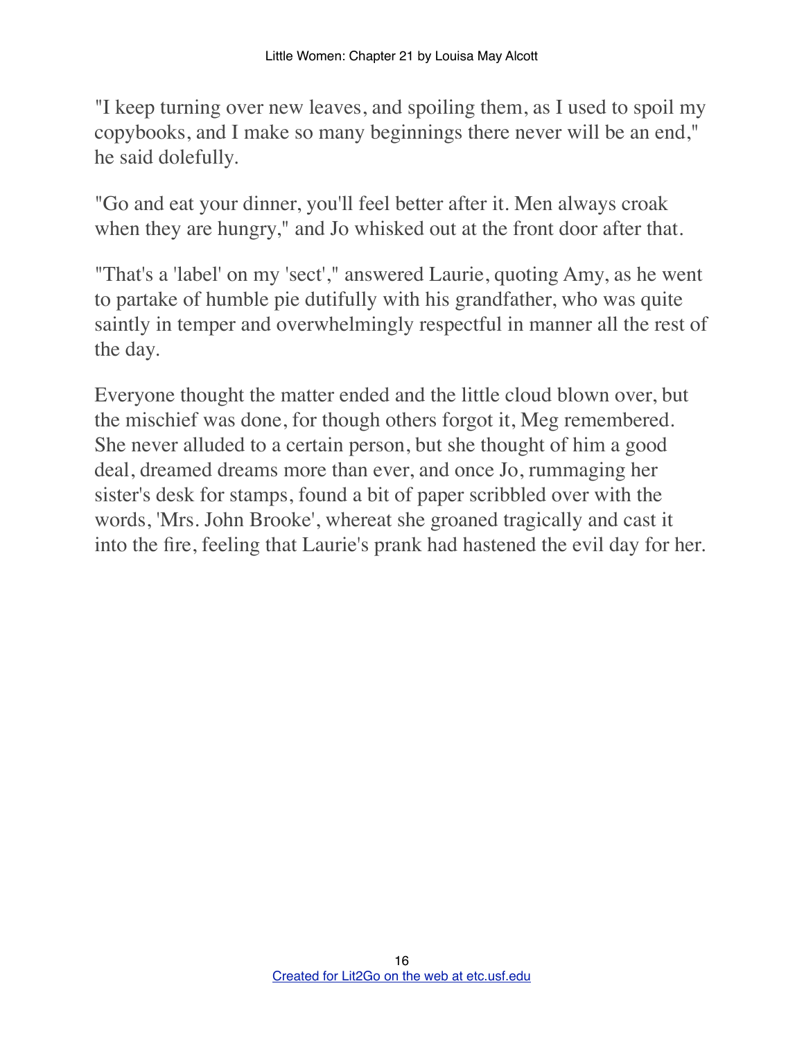"I keep turning over new leaves, and spoiling them, as I used to spoil my copybooks, and I make so many beginnings there never will be an end," he said dolefully.

"Go and eat your dinner, you'll feel better after it. Men always croak when they are hungry," and Jo whisked out at the front door after that.

"That's a 'label' on my 'sect'," answered Laurie, quoting Amy, as he went to partake of humble pie dutifully with his grandfather, who was quite saintly in temper and overwhelmingly respectful in manner all the rest of the day.

Everyone thought the matter ended and the little cloud blown over, but the mischief was done, for though others forgot it, Meg remembered. She never alluded to a certain person, but she thought of him a good deal, dreamed dreams more than ever, and once Jo, rummaging her sister's desk for stamps, found a bit of paper scribbled over with the words, 'Mrs. John Brooke', whereat she groaned tragically and cast it into the fire, feeling that Laurie's prank had hastened the evil day for her.